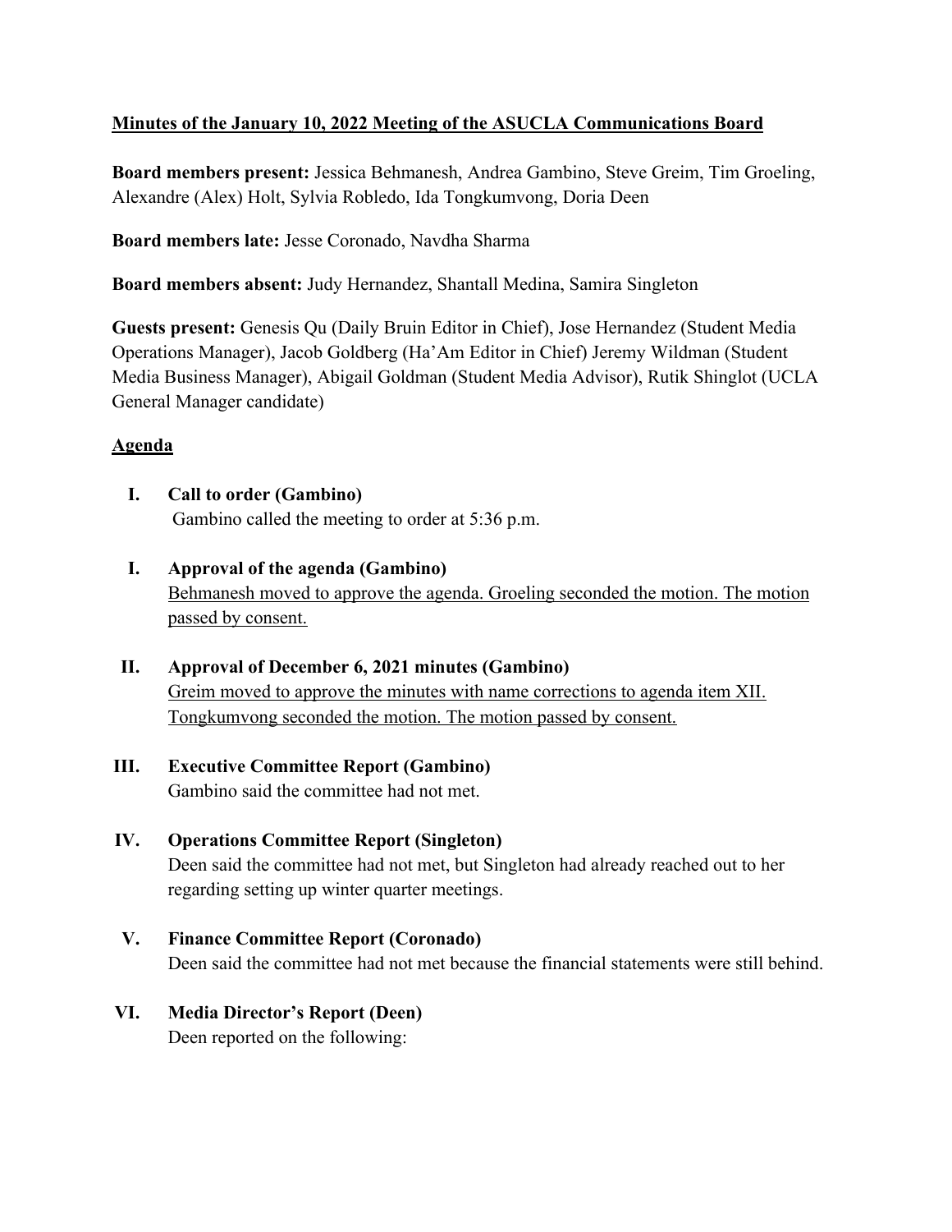**Minutes of the January 10, 2022 Meeting of the ASUCLA Communications Board**

**Board members present:** Jessica Behmanesh, Andrea Gambino, Steve Greim, Tim Groeling, Alexandre (Alex) Holt, Sylvia Robledo, Ida Tongkumvong, Doria Deen

**Board members late:** Jesse Coronado, Navdha Sharma

**Board members absent:** Judy Hernandez, Shantall Medina, Samira Singleton

**Guests present:** Genesis Qu (Daily Bruin Editor in Chief), Jose Hernandez (Student Media Operations Manager), Jacob Goldberg (Ha'Am Editor in Chief) Jeremy Wildman (Student Media Business Manager), Abigail Goldman (Student Media Advisor), Rutik Shinglot (UCLA General Manager candidate)

**Agenda**

**I. Call to order (Gambino)**
Gambino called the meeting to order at 5:36 p.m.

**I. Approval of the agenda (Gambino)**
Behmanesh moved to approve the agenda. Groeling seconded the motion. The motion passed by consent.

**II. Approval of December 6, 2021 minutes (Gambino)**
Greim moved to approve the minutes with name corrections to agenda item XII. Tongkumvong seconded the motion. The motion passed by consent.

**III. Executive Committee Report (Gambino)**
Gambino said the committee had not met.

**IV. Operations Committee Report (Singleton)**
Deen said the committee had not met, but Singleton had already reached out to her regarding setting up winter quarter meetings.

**V. Finance Committee Report (Coronado)**
Deen said the committee had not met because the financial statements were still behind.

**VI. Media Director's Report (Deen)**
Deen reported on the following: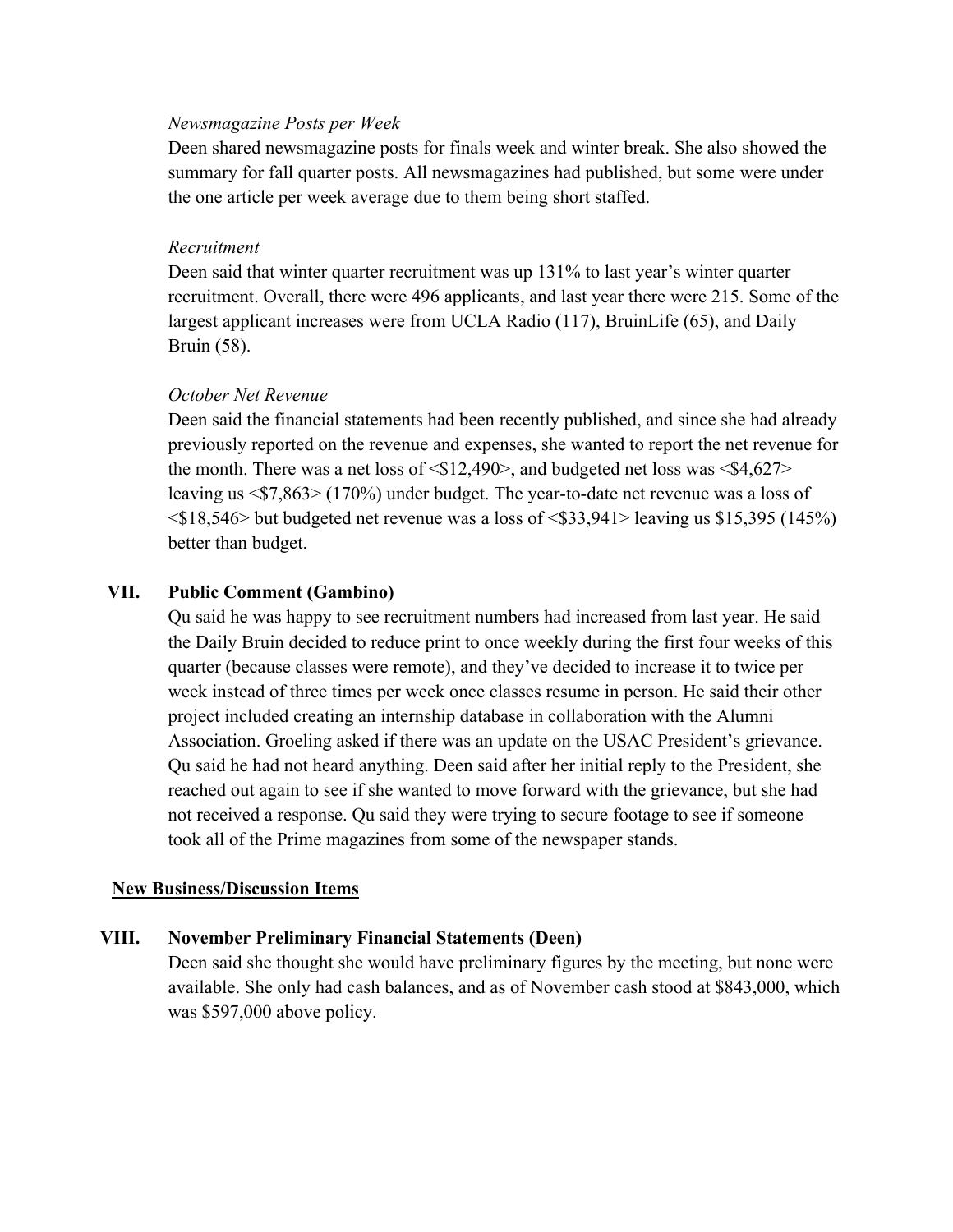*Newsmagazine Posts per Week*

Deen shared newsmagazine posts for finals week and winter break. She also showed the summary for fall quarter posts. All newsmagazines had published, but some were under the one article per week average due to them being short staffed.

*Recruitment*

Deen said that winter quarter recruitment was up 131% to last year's winter quarter recruitment. Overall, there were 496 applicants, and last year there were 215. Some of the largest applicant increases were from UCLA Radio (117), BruinLife (65), and Daily Bruin (58).

*October Net Revenue*

Deen said the financial statements had been recently published, and since she had already previously reported on the revenue and expenses, she wanted to report the net revenue for the month. There was a net loss of <$12,490>, and budgeted net loss was <$4,627> leaving us <$7,863> (170%) under budget. The year-to-date net revenue was a loss of <$18,546> but budgeted net revenue was a loss of <$33,941> leaving us $15,395 (145%) better than budget.

## VII. Public Comment (Gambino)

Qu said he was happy to see recruitment numbers had increased from last year. He said the Daily Bruin decided to reduce print to once weekly during the first four weeks of this quarter (because classes were remote), and they've decided to increase it to twice per week instead of three times per week once classes resume in person. He said their other project included creating an internship database in collaboration with the Alumni Association. Groeling asked if there was an update on the USAC President's grievance. Qu said he had not heard anything. Deen said after her initial reply to the President, she reached out again to see if she wanted to move forward with the grievance, but she had not received a response. Qu said they were trying to secure footage to see if someone took all of the Prime magazines from some of the newspaper stands.

**New Business/Discussion Items**

## VIII. November Preliminary Financial Statements (Deen)

Deen said she thought she would have preliminary figures by the meeting, but none were available. She only had cash balances, and as of November cash stood at $843,000, which was $597,000 above policy.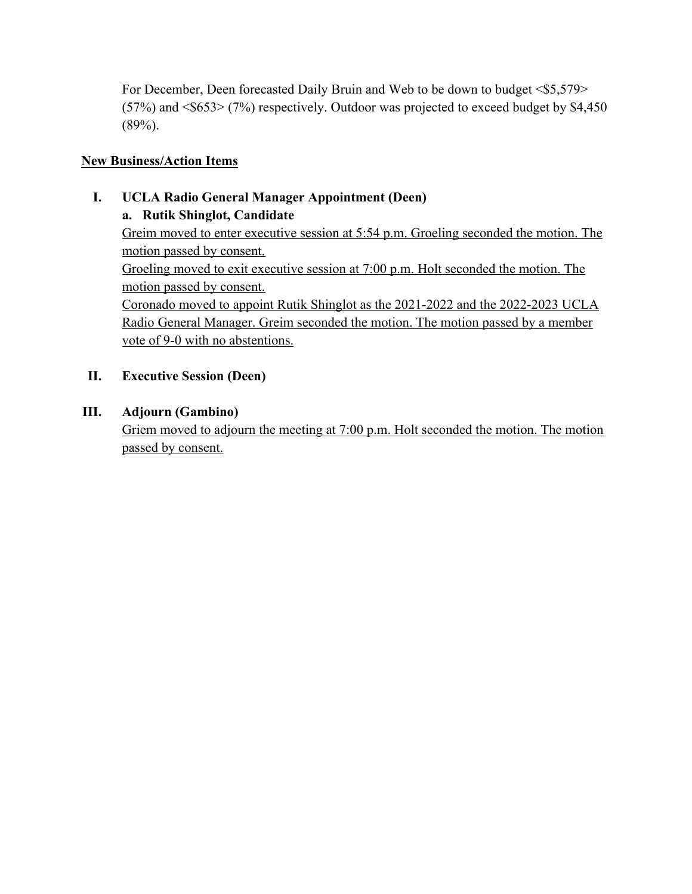For December, Deen forecasted Daily Bruin and Web to be down to budget <$5,579> (57%) and <$653> (7%) respectively. Outdoor was projected to exceed budget by $4,450 (89%).

## New Business/Action Items

**I. UCLA Radio General Manager Appointment (Deen)**

**a. Rutik Shinglot, Candidate**

Greim moved to enter executive session at 5:54 p.m. Groeling seconded the motion. The motion passed by consent.

Groeling moved to exit executive session at 7:00 p.m. Holt seconded the motion. The motion passed by consent.

Coronado moved to appoint Rutik Shinglot as the 2021-2022 and the 2022-2023 UCLA Radio General Manager. Greim seconded the motion. The motion passed by a member vote of 9-0 with no abstentions.

**II. Executive Session (Deen)**

**III. Adjourn (Gambino)**

Griem moved to adjourn the meeting at 7:00 p.m. Holt seconded the motion. The motion passed by consent.